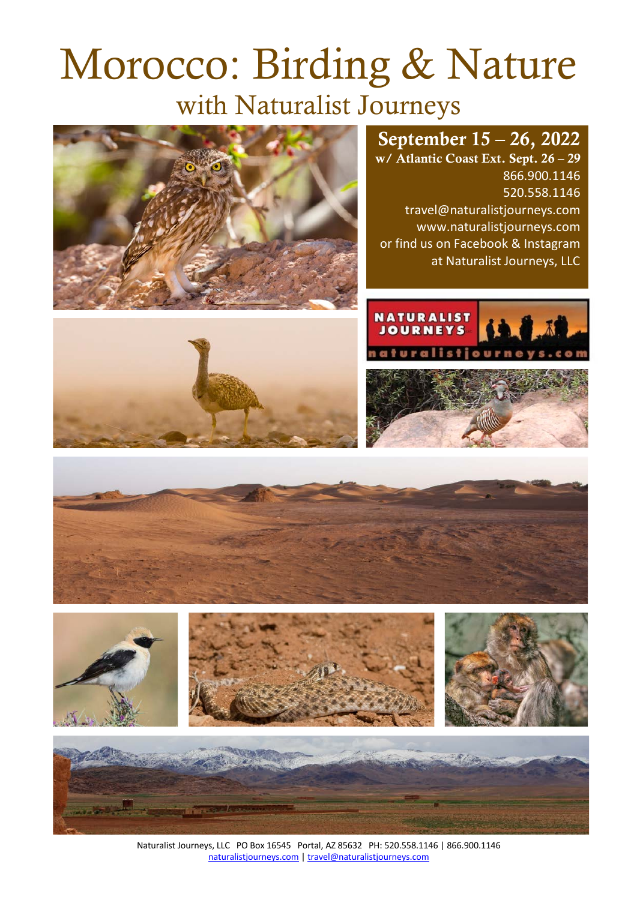# Morocco: Birding & Nature

## with Naturalist Journeys

**September 15 – 26, 2022**
**w/ Atlantic Coast Ext. Sept. 26 – 29**

866.900.1146
520.558.1146
travel@naturalistjourneys.com
www.naturalistjourneys.com
or find us on Facebook & Instagram
at Naturalist Journeys, LLC

Naturalist Journeys, LLC PO Box 16545 Portal, AZ 85632 PH: 520.558.1146 | 866.900.1146
naturalistjourneys.com | travel@naturalistjourneys.com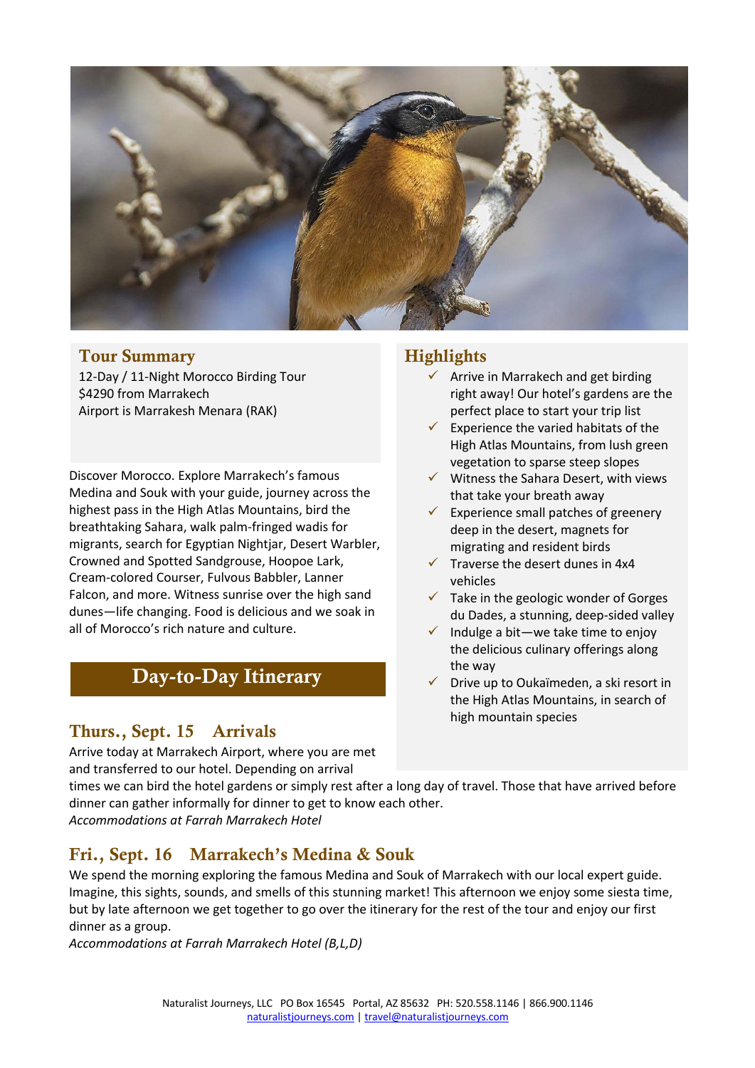## Tour Summary

12-Day / 11-Night Morocco Birding Tour
$4290 from Marrakech
Airport is Marrakesh Menara (RAK)

Discover Morocco. Explore Marrakech's famous Medina and Souk with your guide, journey across the highest pass in the High Atlas Mountains, bird the breathtaking Sahara, walk palm-fringed wadis for migrants, search for Egyptian Nightjar, Desert Warbler, Crowned and Spotted Sandgrouse, Hoopoe Lark, Cream-colored Courser, Fulvous Babbler, Lanner Falcon, and more. Witness sunrise over the high sand dunes—life changing. Food is delicious and we soak in all of Morocco's rich nature and culture.

## Highlights

- ✓ Arrive in Marrakech and get birding right away! Our hotel's gardens are the perfect place to start your trip list
- ✓ Experience the varied habitats of the High Atlas Mountains, from lush green vegetation to sparse steep slopes
- ✓ Witness the Sahara Desert, with views that take your breath away
- ✓ Experience small patches of greenery deep in the desert, magnets for migrating and resident birds
- ✓ Traverse the desert dunes in 4x4 vehicles
- ✓ Take in the geologic wonder of Gorges du Dades, a stunning, deep-sided valley
- ✓ Indulge a bit—we take time to enjoy the delicious culinary offerings along the way
- ✓ Drive up to Oukaïmeden, a ski resort in the High Atlas Mountains, in search of high mountain species

# Day-to-Day Itinerary

## Thurs., Sept. 15 Arrivals

Arrive today at Marrakech Airport, where you are met and transferred to our hotel. Depending on arrival times we can bird the hotel gardens or simply rest after a long day of travel. Those that have arrived before dinner can gather informally for dinner to get to know each other.
*Accommodations at Farrah Marrakech Hotel*

## Fri., Sept. 16 Marrakech's Medina & Souk

We spend the morning exploring the famous Medina and Souk of Marrakech with our local expert guide. Imagine, this sights, sounds, and smells of this stunning market! This afternoon we enjoy some siesta time, but by late afternoon we get together to go over the itinerary for the rest of the tour and enjoy our first dinner as a group.
*Accommodations at Farrah Marrakech Hotel (B,L,D)*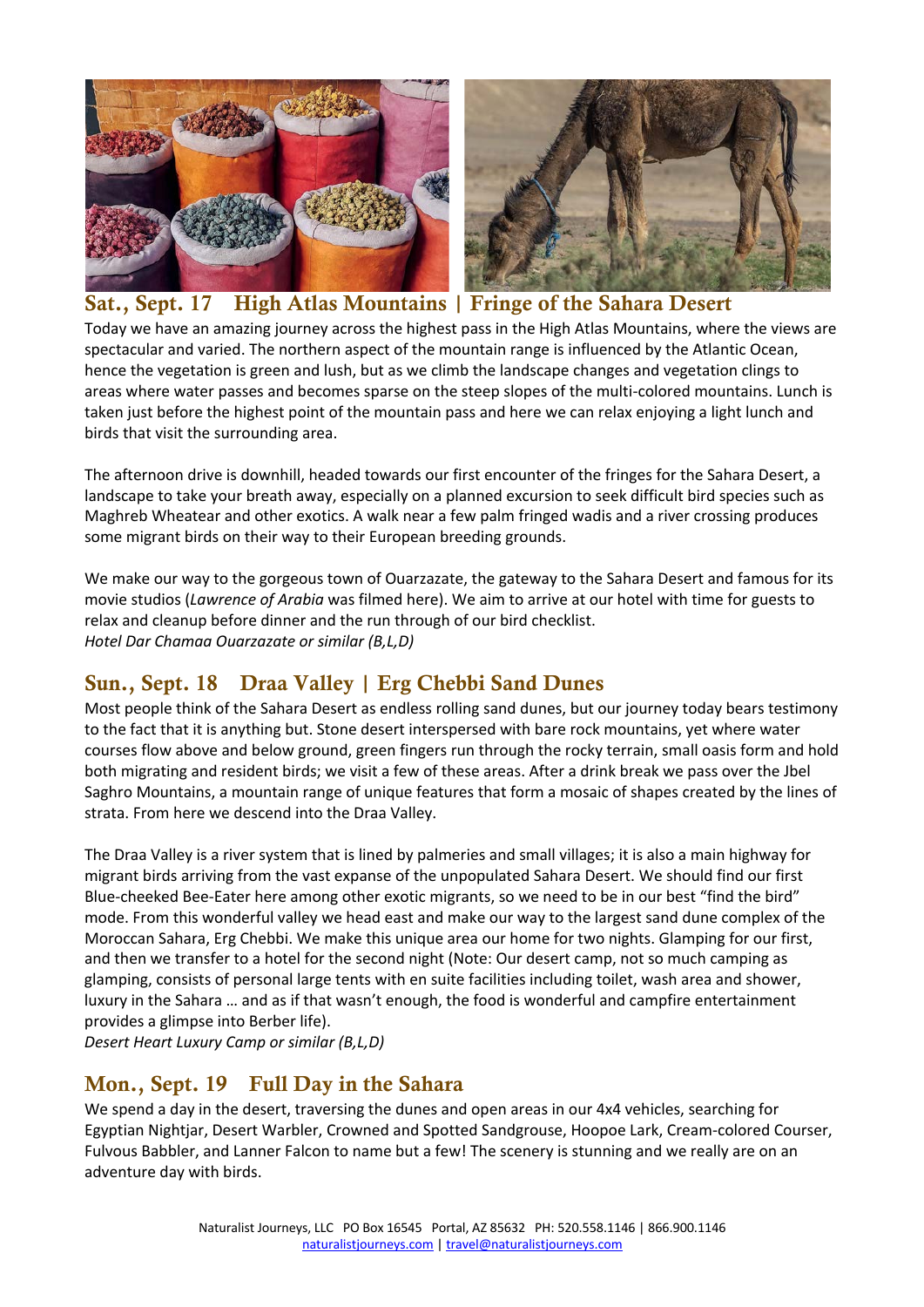## Sat., Sept. 17 High Atlas Mountains | Fringe of the Sahara Desert

Today we have an amazing journey across the highest pass in the High Atlas Mountains, where the views are spectacular and varied. The northern aspect of the mountain range is influenced by the Atlantic Ocean, hence the vegetation is green and lush, but as we climb the landscape changes and vegetation clings to areas where water passes and becomes sparse on the steep slopes of the multi-colored mountains. Lunch is taken just before the highest point of the mountain pass and here we can relax enjoying a light lunch and birds that visit the surrounding area.

The afternoon drive is downhill, headed towards our first encounter of the fringes for the Sahara Desert, a landscape to take your breath away, especially on a planned excursion to seek difficult bird species such as Maghreb Wheatear and other exotics. A walk near a few palm fringed wadis and a river crossing produces some migrant birds on their way to their European breeding grounds.

We make our way to the gorgeous town of Ouarzazate, the gateway to the Sahara Desert and famous for its movie studios (*Lawrence of Arabia* was filmed here). We aim to arrive at our hotel with time for guests to relax and cleanup before dinner and the run through of our bird checklist.
*Hotel Dar Chamaa Ouarzazate or similar (B,L,D)*

## Sun., Sept. 18 Draa Valley | Erg Chebbi Sand Dunes

Most people think of the Sahara Desert as endless rolling sand dunes, but our journey today bears testimony to the fact that it is anything but. Stone desert interspersed with bare rock mountains, yet where water courses flow above and below ground, green fingers run through the rocky terrain, small oasis form and hold both migrating and resident birds; we visit a few of these areas. After a drink break we pass over the Jbel Saghro Mountains, a mountain range of unique features that form a mosaic of shapes created by the lines of strata. From here we descend into the Draa Valley.

The Draa Valley is a river system that is lined by palmeries and small villages; it is also a main highway for migrant birds arriving from the vast expanse of the unpopulated Sahara Desert. We should find our first Blue-cheeked Bee-Eater here among other exotic migrants, so we need to be in our best "find the bird" mode. From this wonderful valley we head east and make our way to the largest sand dune complex of the Moroccan Sahara, Erg Chebbi. We make this unique area our home for two nights. Glamping for our first, and then we transfer to a hotel for the second night (Note: Our desert camp, not so much camping as glamping, consists of personal large tents with en suite facilities including toilet, wash area and shower, luxury in the Sahara … and as if that wasn't enough, the food is wonderful and campfire entertainment provides a glimpse into Berber life).
*Desert Heart Luxury Camp or similar (B,L,D)*

## Mon., Sept. 19 Full Day in the Sahara

We spend a day in the desert, traversing the dunes and open areas in our 4x4 vehicles, searching for Egyptian Nightjar, Desert Warbler, Crowned and Spotted Sandgrouse, Hoopoe Lark, Cream-colored Courser, Fulvous Babbler, and Lanner Falcon to name but a few! The scenery is stunning and we really are on an adventure day with birds.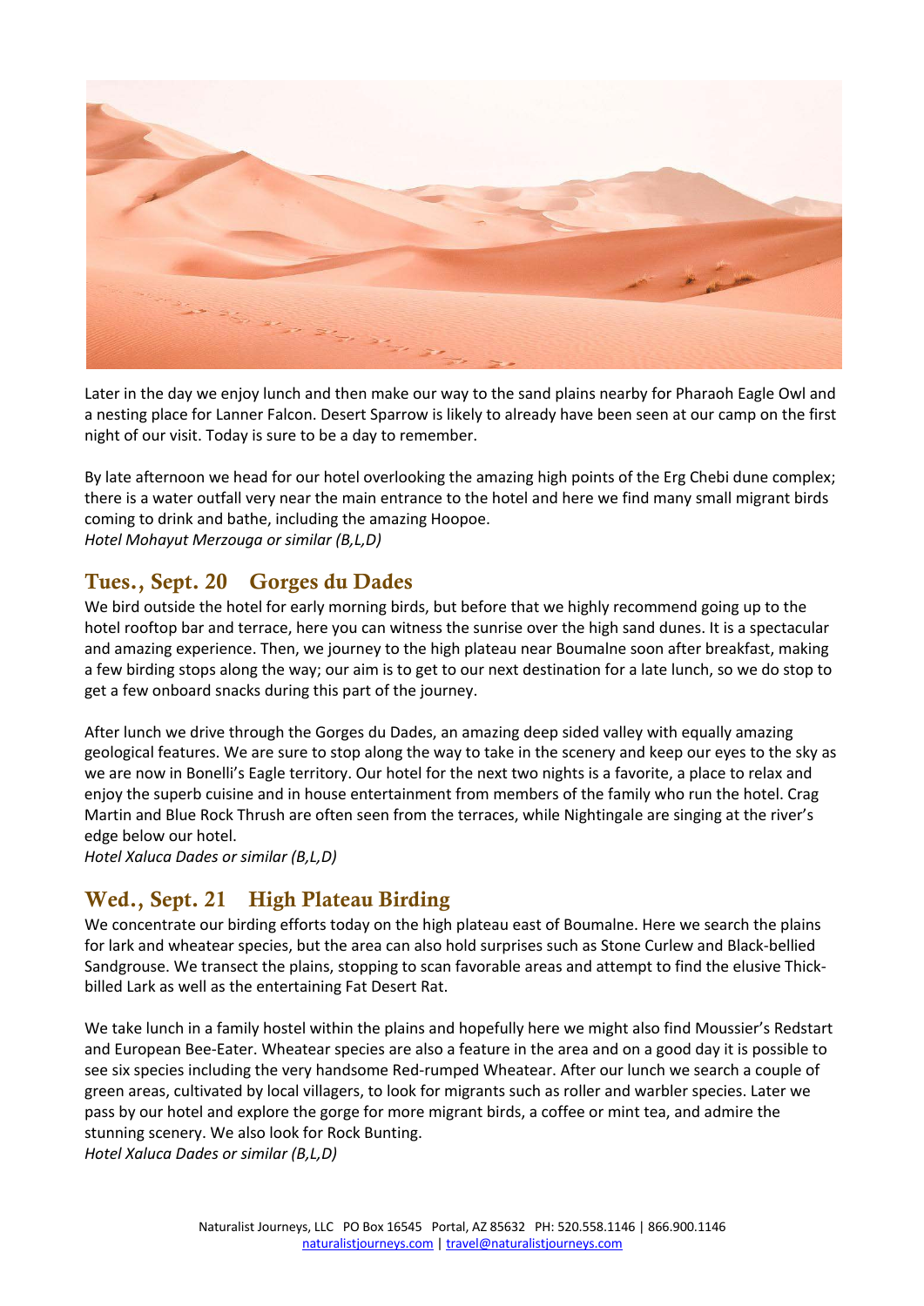Later in the day we enjoy lunch and then make our way to the sand plains nearby for Pharaoh Eagle Owl and a nesting place for Lanner Falcon. Desert Sparrow is likely to already have been seen at our camp on the first night of our visit. Today is sure to be a day to remember.

By late afternoon we head for our hotel overlooking the amazing high points of the Erg Chebi dune complex; there is a water outfall very near the main entrance to the hotel and here we find many small migrant birds coming to drink and bathe, including the amazing Hoopoe.
*Hotel Mohayut Merzouga or similar (B,L,D)*

## Tues., Sept. 20 Gorges du Dades

We bird outside the hotel for early morning birds, but before that we highly recommend going up to the hotel rooftop bar and terrace, here you can witness the sunrise over the high sand dunes. It is a spectacular and amazing experience. Then, we journey to the high plateau near Boumalne soon after breakfast, making a few birding stops along the way; our aim is to get to our next destination for a late lunch, so we do stop to get a few onboard snacks during this part of the journey.

After lunch we drive through the Gorges du Dades, an amazing deep sided valley with equally amazing geological features. We are sure to stop along the way to take in the scenery and keep our eyes to the sky as we are now in Bonelli's Eagle territory. Our hotel for the next two nights is a favorite, a place to relax and enjoy the superb cuisine and in house entertainment from members of the family who run the hotel. Crag Martin and Blue Rock Thrush are often seen from the terraces, while Nightingale are singing at the river's edge below our hotel.
*Hotel Xaluca Dades or similar (B,L,D)*

## Wed., Sept. 21 High Plateau Birding

We concentrate our birding efforts today on the high plateau east of Boumalne. Here we search the plains for lark and wheatear species, but the area can also hold surprises such as Stone Curlew and Black-bellied Sandgrouse. We transect the plains, stopping to scan favorable areas and attempt to find the elusive Thick-billed Lark as well as the entertaining Fat Desert Rat.

We take lunch in a family hostel within the plains and hopefully here we might also find Moussier's Redstart and European Bee-Eater. Wheatear species are also a feature in the area and on a good day it is possible to see six species including the very handsome Red-rumped Wheatear. After our lunch we search a couple of green areas, cultivated by local villagers, to look for migrants such as roller and warbler species. Later we pass by our hotel and explore the gorge for more migrant birds, a coffee or mint tea, and admire the stunning scenery. We also look for Rock Bunting.
*Hotel Xaluca Dades or similar (B,L,D)*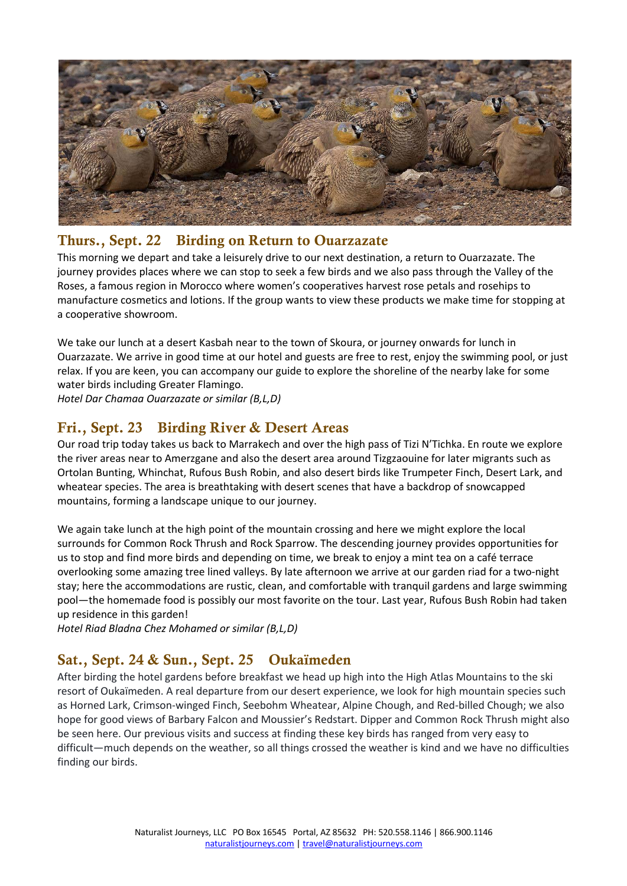## Thurs., Sept. 22 Birding on Return to Ouarzazate

This morning we depart and take a leisurely drive to our next destination, a return to Ouarzazate. The journey provides places where we can stop to seek a few birds and we also pass through the Valley of the Roses, a famous region in Morocco where women's cooperatives harvest rose petals and rosehips to manufacture cosmetics and lotions. If the group wants to view these products we make time for stopping at a cooperative showroom.

We take our lunch at a desert Kasbah near to the town of Skoura, or journey onwards for lunch in Ouarzazate. We arrive in good time at our hotel and guests are free to rest, enjoy the swimming pool, or just relax. If you are keen, you can accompany our guide to explore the shoreline of the nearby lake for some water birds including Greater Flamingo.

*Hotel Dar Chamaa Ouarzazate or similar (B,L,D)*

## Fri., Sept. 23 Birding River & Desert Areas

Our road trip today takes us back to Marrakech and over the high pass of Tizi N'Tichka. En route we explore the river areas near to Amerzgane and also the desert area around Tizgzaouine for later migrants such as Ortolan Bunting, Whinchat, Rufous Bush Robin, and also desert birds like Trumpeter Finch, Desert Lark, and wheatear species. The area is breathtaking with desert scenes that have a backdrop of snowcapped mountains, forming a landscape unique to our journey.

We again take lunch at the high point of the mountain crossing and here we might explore the local surrounds for Common Rock Thrush and Rock Sparrow. The descending journey provides opportunities for us to stop and find more birds and depending on time, we break to enjoy a mint tea on a café terrace overlooking some amazing tree lined valleys. By late afternoon we arrive at our garden riad for a two-night stay; here the accommodations are rustic, clean, and comfortable with tranquil gardens and large swimming pool—the homemade food is possibly our most favorite on the tour. Last year, Rufous Bush Robin had taken up residence in this garden!

*Hotel Riad Bladna Chez Mohamed or similar (B,L,D)*

## Sat., Sept. 24 & Sun., Sept. 25 Oukaïmeden

After birding the hotel gardens before breakfast we head up high into the High Atlas Mountains to the ski resort of Oukaïmeden. A real departure from our desert experience, we look for high mountain species such as Horned Lark, Crimson-winged Finch, Seebohm Wheatear, Alpine Chough, and Red-billed Chough; we also hope for good views of Barbary Falcon and Moussier's Redstart. Dipper and Common Rock Thrush might also be seen here. Our previous visits and success at finding these key birds has ranged from very easy to difficult—much depends on the weather, so all things crossed the weather is kind and we have no difficulties finding our birds.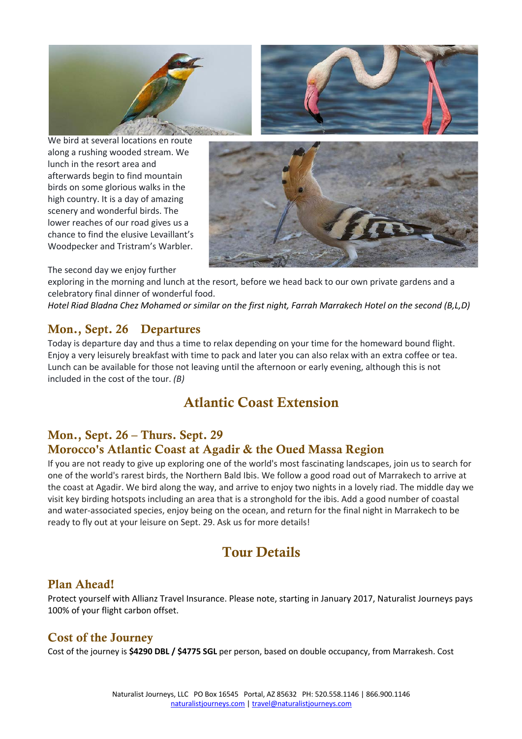We bird at several locations en route along a rushing wooded stream. We lunch in the resort area and afterwards begin to find mountain birds on some glorious walks in the high country. It is a day of amazing scenery and wonderful birds. The lower reaches of our road gives us a chance to find the elusive Levaillant's Woodpecker and Tristram's Warbler.

The second day we enjoy further exploring in the morning and lunch at the resort, before we head back to our own private gardens and a celebratory final dinner of wonderful food.

*Hotel Riad Bladna Chez Mohamed or similar on the first night, Farrah Marrakech Hotel on the second (B,L,D)*

## Mon., Sept. 26 Departures

Today is departure day and thus a time to relax depending on your time for the homeward bound flight. Enjoy a very leisurely breakfast with time to pack and later you can also relax with an extra coffee or tea. Lunch can be available for those not leaving until the afternoon or early evening, although this is not included in the cost of the tour. *(B)*

# Atlantic Coast Extension

## Mon., Sept. 26 – Thurs. Sept. 29
## Morocco's Atlantic Coast at Agadir & the Oued Massa Region

If you are not ready to give up exploring one of the world's most fascinating landscapes, join us to search for one of the world's rarest birds, the Northern Bald Ibis. We follow a good road out of Marrakech to arrive at the coast at Agadir. We bird along the way, and arrive to enjoy two nights in a lovely riad. The middle day we visit key birding hotspots including an area that is a stronghold for the ibis. Add a good number of coastal and water-associated species, enjoy being on the ocean, and return for the final night in Marrakech to be ready to fly out at your leisure on Sept. 29. Ask us for more details!

# Tour Details

## Plan Ahead!

Protect yourself with Allianz Travel Insurance. Please note, starting in January 2017, Naturalist Journeys pays 100% of your flight carbon offset.

## Cost of the Journey

Cost of the journey is **$4290 DBL / $4775 SGL** per person, based on double occupancy, from Marrakesh. Cost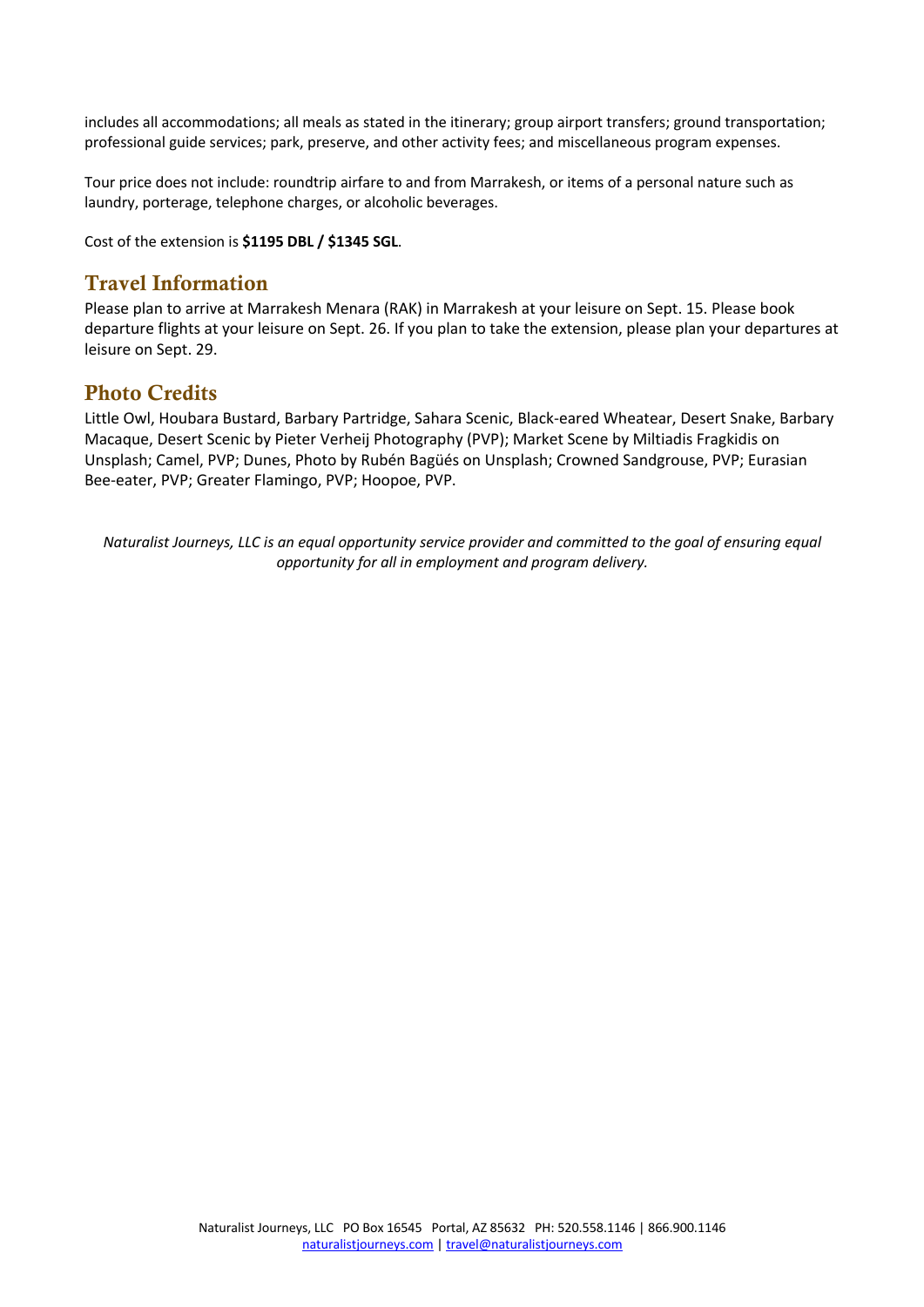includes all accommodations; all meals as stated in the itinerary; group airport transfers; ground transportation; professional guide services; park, preserve, and other activity fees; and miscellaneous program expenses.

Tour price does not include: roundtrip airfare to and from Marrakesh, or items of a personal nature such as laundry, porterage, telephone charges, or alcoholic beverages.

Cost of the extension is **$1195 DBL / $1345 SGL**.

## Travel Information

Please plan to arrive at Marrakesh Menara (RAK) in Marrakesh at your leisure on Sept. 15. Please book departure flights at your leisure on Sept. 26. If you plan to take the extension, please plan your departures at leisure on Sept. 29.

## Photo Credits

Little Owl, Houbara Bustard, Barbary Partridge, Sahara Scenic, Black-eared Wheatear, Desert Snake, Barbary Macaque, Desert Scenic by Pieter Verheij Photography (PVP); Market Scene by Miltiadis Fragkidis on Unsplash; Camel, PVP; Dunes, Photo by Rubén Bagüés on Unsplash; Crowned Sandgrouse, PVP; Eurasian Bee-eater, PVP; Greater Flamingo, PVP; Hoopoe, PVP.

*Naturalist Journeys, LLC is an equal opportunity service provider and committed to the goal of ensuring equal opportunity for all in employment and program delivery.*